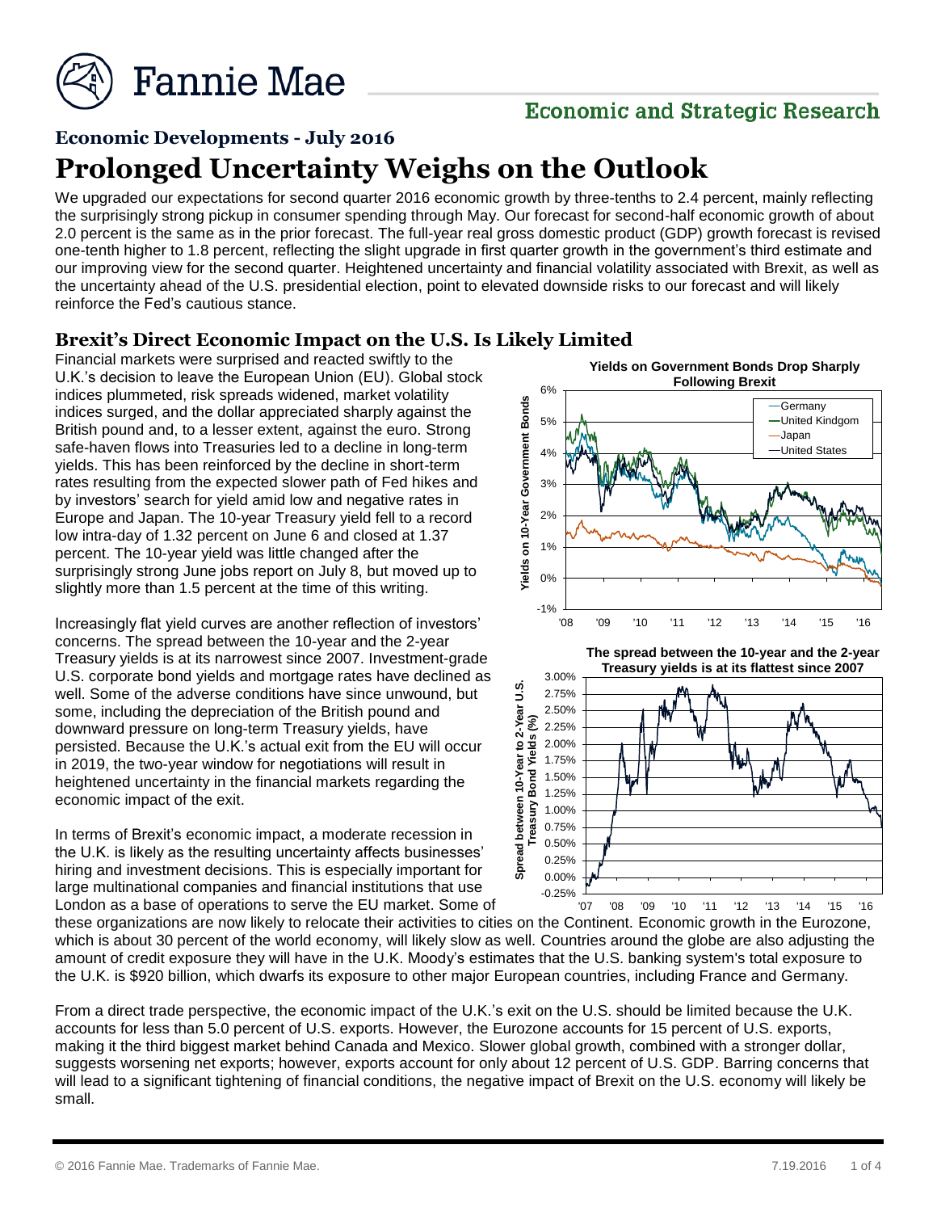# Fannie Mae

**Economic and Strategic Research**

## Economic Developments - July 2016

# Prolonged Uncertainty Weighs on the Outlook

We upgraded our expectations for second quarter 2016 economic growth by three-tenths to 2.4 percent, mainly reflecting the surprisingly strong pickup in consumer spending through May. Our forecast for second-half economic growth of about 2.0 percent is the same as in the prior forecast. The full-year real gross domestic product (GDP) growth forecast is revised one-tenth higher to 1.8 percent, reflecting the slight upgrade in first quarter growth in the government's third estimate and our improving view for the second quarter. Heightened uncertainty and financial volatility associated with Brexit, as well as the uncertainty ahead of the U.S. presidential election, point to elevated downside risks to our forecast and will likely reinforce the Fed's cautious stance.

### Brexit's Direct Economic Impact on the U.S. Is Likely Limited

Financial markets were surprised and reacted swiftly to the U.K.'s decision to leave the European Union (EU). Global stock indices plummeted, risk spreads widened, market volatility indices surged, and the dollar appreciated sharply against the British pound and, to a lesser extent, against the euro. Strong safe-haven flows into Treasuries led to a decline in long-term yields. This has been reinforced by the decline in short-term rates resulting from the expected slower path of Fed hikes and by investors' search for yield amid low and negative rates in Europe and Japan. The 10-year Treasury yield fell to a record low intra-day of 1.32 percent on June 6 and closed at 1.37 percent. The 10-year yield was little changed after the surprisingly strong June jobs report on July 8, but moved up to slightly more than 1.5 percent at the time of this writing.

**Yields on Government Bonds Drop Sharply Following Brexit**

**The spread between the 10-year and the 2-year Treasury yields is at its flattest since 2007**

Increasingly flat yield curves are another reflection of investors' concerns. The spread between the 10-year and the 2-year Treasury yields is at its narrowest since 2007. Investment-grade U.S. corporate bond yields and mortgage rates have declined as well. Some of the adverse conditions have since unwound, but some, including the depreciation of the British pound and downward pressure on long-term Treasury yields, have persisted. Because the U.K.'s actual exit from the EU will occur in 2019, the two-year window for negotiations will result in heightened uncertainty in the financial markets regarding the economic impact of the exit.

In terms of Brexit's economic impact, a moderate recession in the U.K. is likely as the resulting uncertainty affects businesses' hiring and investment decisions. This is especially important for large multinational companies and financial institutions that use London as a base of operations to serve the EU market. Some of these organizations are now likely to relocate their activities to cities on the Continent. Economic growth in the Eurozone, which is about 30 percent of the world economy, will likely slow as well. Countries around the globe are also adjusting the amount of credit exposure they will have in the U.K. Moody's estimates that the U.S. banking system's total exposure to the U.K. is $920 billion, which dwarfs its exposure to other major European countries, including France and Germany.

From a direct trade perspective, the economic impact of the U.K.'s exit on the U.S. should be limited because the U.K. accounts for less than 5.0 percent of U.S. exports. However, the Eurozone accounts for 15 percent of U.S. exports, making it the third biggest market behind Canada and Mexico. Slower global growth, combined with a stronger dollar, suggests worsening net exports; however, exports account for only about 12 percent of U.S. GDP. Barring concerns that will lead to a significant tightening of financial conditions, the negative impact of Brexit on the U.S. economy will likely be small.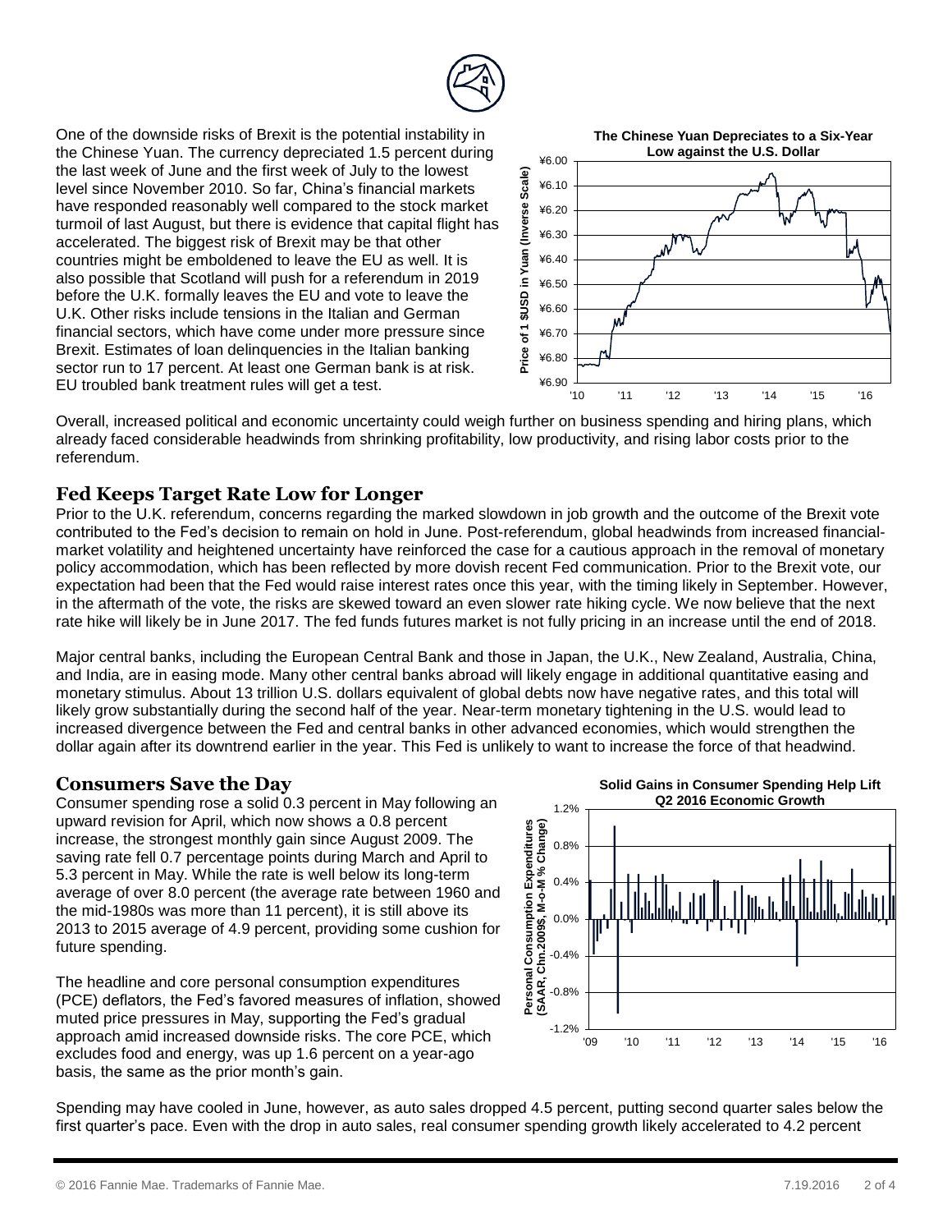One of the downside risks of Brexit is the potential instability in the Chinese Yuan. The currency depreciated 1.5 percent during the last week of June and the first week of July to the lowest level since November 2010. So far, China's financial markets have responded reasonably well compared to the stock market turmoil of last August, but there is evidence that capital flight has accelerated. The biggest risk of Brexit may be that other countries might be emboldened to leave the EU as well. It is also possible that Scotland will push for a referendum in 2019 before the U.K. formally leaves the EU and vote to leave the U.K. Other risks include tensions in the Italian and German financial sectors, which have come under more pressure since Brexit. Estimates of loan delinquencies in the Italian banking sector run to 17 percent. At least one German bank is at risk. EU troubled bank treatment rules will get a test.

**The Chinese Yuan Depreciates to a Six-Year Low against the U.S. Dollar**

Overall, increased political and economic uncertainty could weigh further on business spending and hiring plans, which already faced considerable headwinds from shrinking profitability, low productivity, and rising labor costs prior to the referendum.

## Fed Keeps Target Rate Low for Longer

Prior to the U.K. referendum, concerns regarding the marked slowdown in job growth and the outcome of the Brexit vote contributed to the Fed's decision to remain on hold in June. Post-referendum, global headwinds from increased financial-market volatility and heightened uncertainty have reinforced the case for a cautious approach in the removal of monetary policy accommodation, which has been reflected by more dovish recent Fed communication. Prior to the Brexit vote, our expectation had been that the Fed would raise interest rates once this year, with the timing likely in September. However, in the aftermath of the vote, the risks are skewed toward an even slower rate hiking cycle. We now believe that the next rate hike will likely be in June 2017. The fed funds futures market is not fully pricing in an increase until the end of 2018.

Major central banks, including the European Central Bank and those in Japan, the U.K., New Zealand, Australia, China, and India, are in easing mode. Many other central banks abroad will likely engage in additional quantitative easing and monetary stimulus. About 13 trillion U.S. dollars equivalent of global debts now have negative rates, and this total will likely grow substantially during the second half of the year. Near-term monetary tightening in the U.S. would lead to increased divergence between the Fed and central banks in other advanced economies, which would strengthen the dollar again after its downtrend earlier in the year. This Fed is unlikely to want to increase the force of that headwind.

## Consumers Save the Day

Consumer spending rose a solid 0.3 percent in May following an upward revision for April, which now shows a 0.8 percent increase, the strongest monthly gain since August 2009. The saving rate fell 0.7 percentage points during March and April to 5.3 percent in May. While the rate is well below its long-term average of over 8.0 percent (the average rate between 1960 and the mid-1980s was more than 11 percent), it is still above its 2013 to 2015 average of 4.9 percent, providing some cushion for future spending.

**Solid Gains in Consumer Spending Help Lift Q2 2016 Economic Growth**

The headline and core personal consumption expenditures (PCE) deflators, the Fed's favored measures of inflation, showed muted price pressures in May, supporting the Fed's gradual approach amid increased downside risks. The core PCE, which excludes food and energy, was up 1.6 percent on a year-ago basis, the same as the prior month's gain.

Spending may have cooled in June, however, as auto sales dropped 4.5 percent, putting second quarter sales below the first quarter's pace. Even with the drop in auto sales, real consumer spending growth likely accelerated to 4.2 percent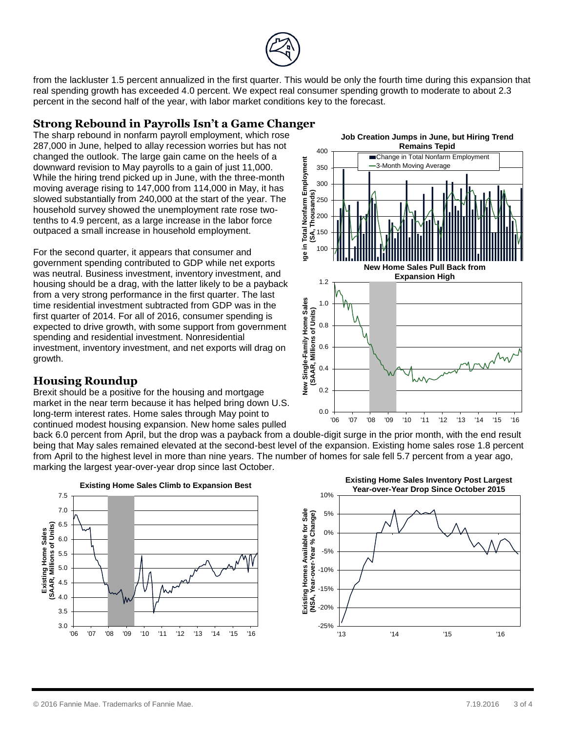from the lackluster 1.5 percent annualized in the first quarter. This would be only the fourth time during this expansion that real spending growth has exceeded 4.0 percent. We expect real consumer spending growth to moderate to about 2.3 percent in the second half of the year, with labor market conditions key to the forecast.

## Strong Rebound in Payrolls Isn't a Game Changer

The sharp rebound in nonfarm payroll employment, which rose 287,000 in June, helped to allay recession worries but has not changed the outlook. The large gain came on the heels of a downward revision to May payrolls to a gain of just 11,000. While the hiring trend picked up in June, with the three-month moving average rising to 147,000 from 114,000 in May, it has slowed substantially from 240,000 at the start of the year. The household survey showed the unemployment rate rose two-tenths to 4.9 percent, as a large increase in the labor force outpaced a small increase in household employment.

For the second quarter, it appears that consumer and government spending contributed to GDP while net exports was neutral. Business investment, inventory investment, and housing should be a drag, with the latter likely to be a payback from a very strong performance in the first quarter. The last time residential investment subtracted from GDP was in the first quarter of 2014. For all of 2016, consumer spending is expected to drive growth, with some support from government spending and residential investment. Nonresidential investment, inventory investment, and net exports will drag on growth.

**Job Creation Jumps in June, but Hiring Trend Remains Tepid**

**New Home Sales Pull Back from Expansion High**

## Housing Roundup

Brexit should be a positive for the housing and mortgage market in the near term because it has helped bring down U.S. long-term interest rates. Home sales through May point to continued modest housing expansion. New home sales pulled back 6.0 percent from April, but the drop was a payback from a double-digit surge in the prior month, with the end result being that May sales remained elevated at the second-best level of the expansion. Existing home sales rose 1.8 percent from April to the highest level in more than nine years. The number of homes for sale fell 5.7 percent from a year ago, marking the largest year-over-year drop since last October.

**Existing Home Sales Climb to Expansion Best**

**Existing Home Sales Inventory Post Largest Year-over-Year Drop Since October 2015**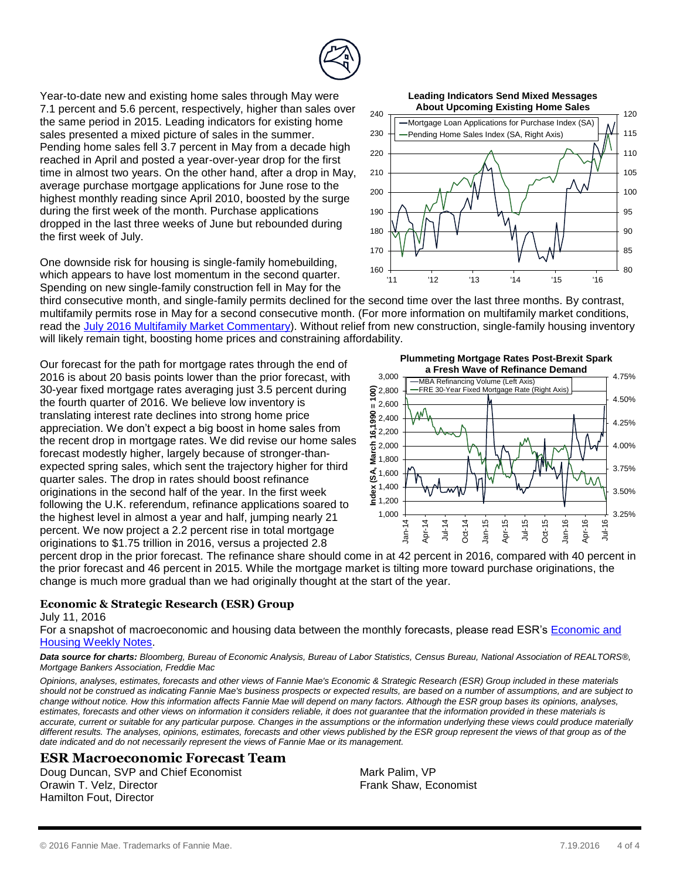Year-to-date new and existing home sales through May were 7.1 percent and 5.6 percent, respectively, higher than sales over the same period in 2015. Leading indicators for existing home sales presented a mixed picture of sales in the summer. Pending home sales fell 3.7 percent in May from a decade high reached in April and posted a year-over-year drop for the first time in almost two years. On the other hand, after a drop in May, average purchase mortgage applications for June rose to the highest monthly reading since April 2010, boosted by the surge during the first week of the month. Purchase applications dropped in the last three weeks of June but rebounded during the first week of July.

**Leading Indicators Send Mixed Messages About Upcoming Existing Home Sales**

Mortgage Loan Applications for Purchase Index (SA)
Pending Home Sales Index (SA, Right Axis)

240 230 220 210 200 190 180 170 160
120 115 110 105 100 95 90 85 80
'11 '12 '13 '14 '15 '16

One downside risk for housing is single-family homebuilding, which appears to have lost momentum in the second quarter. Spending on new single-family construction fell in May for the third consecutive month, and single-family permits declined for the second time over the last three months. By contrast, multifamily permits rose in May for a second consecutive month. (For more information on multifamily market conditions, read the [July 2016 Multifamily Market Commentary](#)). Without relief from new construction, single-family housing inventory will likely remain tight, boosting home prices and constraining affordability.

Our forecast for the path for mortgage rates through the end of 2016 is about 20 basis points lower than the prior forecast, with 30-year fixed mortgage rates averaging just 3.5 percent during the fourth quarter of 2016. We believe low inventory is translating interest rate declines into strong home price appreciation. We don't expect a big boost in home sales from the recent drop in mortgage rates. We did revise our home sales forecast modestly higher, largely because of stronger-than-expected spring sales, which sent the trajectory higher for third quarter sales. The drop in rates should boost refinance originations in the second half of the year. In the first week following the U.K. referendum, refinance applications soared to the highest level in almost a year and half, jumping nearly 21 percent. We now project a 2.2 percent rise in total mortgage originations to $1.75 trillion in 2016, versus a projected 2.8 percent drop in the prior forecast. The refinance share should come in at 42 percent in 2016, compared with 40 percent in the prior forecast and 46 percent in 2015. While the mortgage market is tilting more toward purchase originations, the change is much more gradual than we had originally thought at the start of the year.

**Plummeting Mortgage Rates Post-Brexit Spark a Fresh Wave of Refinance Demand**

MBA Refinancing Volume (Left Axis)
FRE 30-Year Fixed Mortgage Rate (Right Axis)

Index (SA, March 16,1990 = 100)

3,000 2,800 2,600 2,400 2,200 2,000 1,800 1,600 1,400 1,200 1,000
4.75% 4.50% 4.25% 4.00% 3.75% 3.50% 3.25%
Jan-14 Apr-14 Jul-14 Oct-14 Jan-15 Apr-15 Jul-15 Oct-15 Jan-16 Apr-16 Jul-16

**Economic & Strategic Research (ESR) Group**

July 11, 2016

For a snapshot of macroeconomic and housing data between the monthly forecasts, please read ESR's [Economic and Housing Weekly Notes](#).

***Data source for charts:*** *Bloomberg, Bureau of Economic Analysis, Bureau of Labor Statistics, Census Bureau, National Association of REALTORS®, Mortgage Bankers Association, Freddie Mac*

*Opinions, analyses, estimates, forecasts and other views of Fannie Mae's Economic & Strategic Research (ESR) Group included in these materials should not be construed as indicating Fannie Mae's business prospects or expected results, are based on a number of assumptions, and are subject to change without notice. How this information affects Fannie Mae will depend on many factors. Although the ESR group bases its opinions, analyses, estimates, forecasts and other views on information it considers reliable, it does not guarantee that the information provided in these materials is accurate, current or suitable for any particular purpose. Changes in the assumptions or the information underlying these views could produce materially different results. The analyses, opinions, estimates, forecasts and other views published by the ESR group represent the views of that group as of the date indicated and do not necessarily represent the views of Fannie Mae or its management.*

## ESR Macroeconomic Forecast Team

Doug Duncan, SVP and Chief Economist
Orawin T. Velz, Director
Hamilton Fout, Director
Mark Palim, VP
Frank Shaw, Economist

© 2016 Fannie Mae. Trademarks of Fannie Mae.